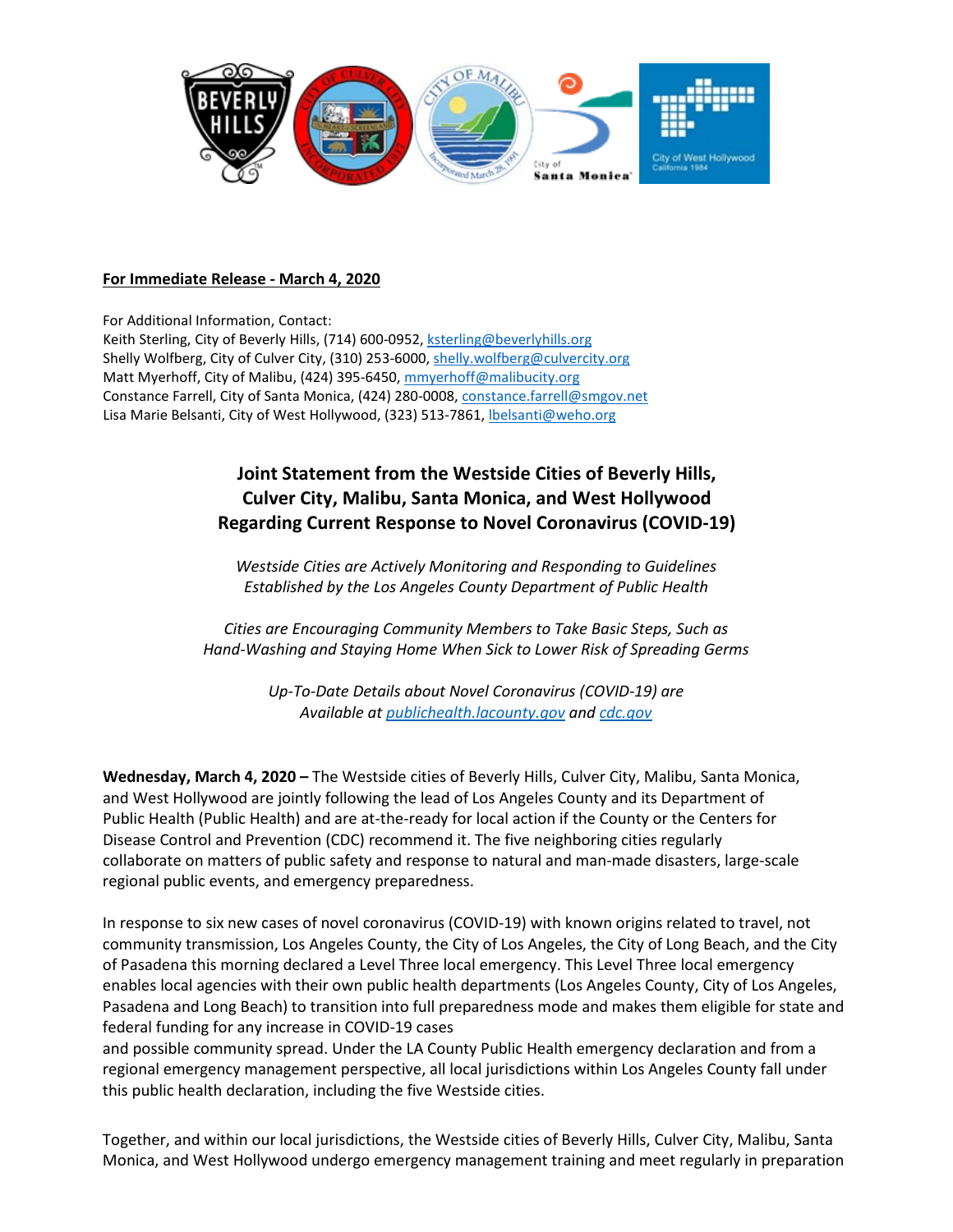**For Immediate Release - March 4, 2020**

For Additional Information, Contact:
Keith Sterling, City of Beverly Hills, (714) 600-0952, ksterling@beverlyhills.org
Shelly Wolfberg, City of Culver City, (310) 253-6000, shelly.wolfberg@culvercity.org
Matt Myerhoff, City of Malibu, (424) 395-6450, mmyerhoff@malibucity.org
Constance Farrell, City of Santa Monica, (424) 280-0008, constance.farrell@smgov.net
Lisa Marie Belsanti, City of West Hollywood, (323) 513-7861, lbelsanti@weho.org

# Joint Statement from the Westside Cities of Beverly Hills, Culver City, Malibu, Santa Monica, and West Hollywood Regarding Current Response to Novel Coronavirus (COVID-19)

*Westside Cities are Actively Monitoring and Responding to Guidelines Established by the Los Angeles County Department of Public Health*

*Cities are Encouraging Community Members to Take Basic Steps, Such as Hand-Washing and Staying Home When Sick to Lower Risk of Spreading Germs*

*Up-To-Date Details about Novel Coronavirus (COVID-19) are Available at publichealth.lacounty.gov and cdc.gov*

**Wednesday, March 4, 2020 –** The Westside cities of Beverly Hills, Culver City, Malibu, Santa Monica, and West Hollywood are jointly following the lead of Los Angeles County and its Department of Public Health (Public Health) and are at-the-ready for local action if the County or the Centers for Disease Control and Prevention (CDC) recommend it. The five neighboring cities regularly collaborate on matters of public safety and response to natural and man-made disasters, large-scale regional public events, and emergency preparedness.

In response to six new cases of novel coronavirus (COVID-19) with known origins related to travel, not community transmission, Los Angeles County, the City of Los Angeles, the City of Long Beach, and the City of Pasadena this morning declared a Level Three local emergency. This Level Three local emergency enables local agencies with their own public health departments (Los Angeles County, City of Los Angeles, Pasadena and Long Beach) to transition into full preparedness mode and makes them eligible for state and federal funding for any increase in COVID-19 cases and possible community spread. Under the LA County Public Health emergency declaration and from a regional emergency management perspective, all local jurisdictions within Los Angeles County fall under this public health declaration, including the five Westside cities.

Together, and within our local jurisdictions, the Westside cities of Beverly Hills, Culver City, Malibu, Santa Monica, and West Hollywood undergo emergency management training and meet regularly in preparation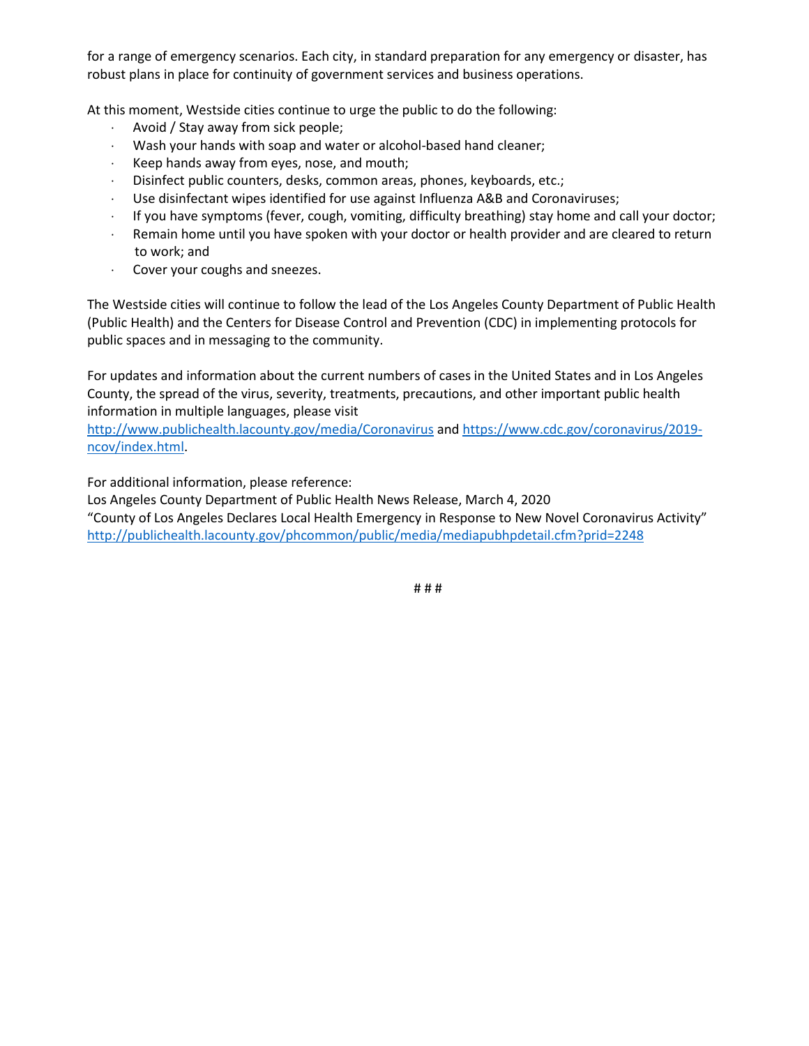for a range of emergency scenarios. Each city, in standard preparation for any emergency or disaster, has robust plans in place for continuity of government services and business operations.

At this moment, Westside cities continue to urge the public to do the following:

- Avoid / Stay away from sick people;
- Wash your hands with soap and water or alcohol-based hand cleaner;
- Keep hands away from eyes, nose, and mouth;
- Disinfect public counters, desks, common areas, phones, keyboards, etc.;
- Use disinfectant wipes identified for use against Influenza A&B and Coronaviruses;
- If you have symptoms (fever, cough, vomiting, difficulty breathing) stay home and call your doctor;
- Remain home until you have spoken with your doctor or health provider and are cleared to return to work; and
- Cover your coughs and sneezes.

The Westside cities will continue to follow the lead of the Los Angeles County Department of Public Health (Public Health) and the Centers for Disease Control and Prevention (CDC) in implementing protocols for public spaces and in messaging to the community.

For updates and information about the current numbers of cases in the United States and in Los Angeles County, the spread of the virus, severity, treatments, precautions, and other important public health information in multiple languages, please visit http://www.publichealth.lacounty.gov/media/Coronavirus and https://www.cdc.gov/coronavirus/2019-ncov/index.html.

For additional information, please reference:
Los Angeles County Department of Public Health News Release, March 4, 2020
"County of Los Angeles Declares Local Health Emergency in Response to New Novel Coronavirus Activity"
http://publichealth.lacounty.gov/phcommon/public/media/mediapubhpdetail.cfm?prid=2248

# # #